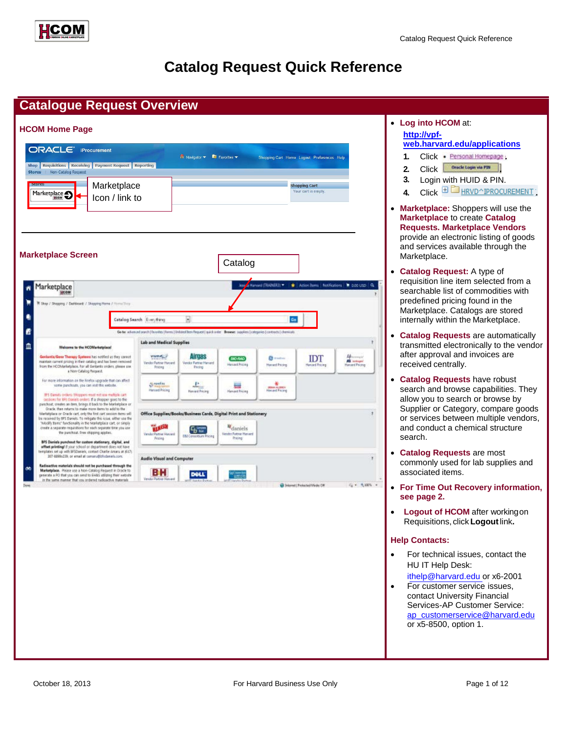# Catalog Request Quick Reference

## Catalogue Request Overview

### HCOM Home Page

Marketplace Icon / link to

### Marketplace Screen

Catalog

- **Log into HCOM** at:
  **http://vpf-web.harvard.edu/applications**
  1. Click Personal Homepage.
  2. Click Oracle Login via PIN
  3. Login with HUID & PIN.
  4. Click HRVD^IPROCUREMENT.
- **Marketplace:** Shoppers will use the **Marketplace** to create **Catalog Requests. Marketplace Vendors** provide an electronic listing of goods and services available through the Marketplace.
- **Catalog Request:** A type of requisition line item selected from a searchable list of commodities with predefined pricing found in the Marketplace. Catalogs are stored internally within the Marketplace.
- **Catalog Requests** are automatically transmitted electronically to the vendor after approval and invoices are received centrally.
- **Catalog Requests** have robust search and browse capabilities. They allow you to search or browse by Supplier or Category, compare goods or services between multiple vendors, and conduct a chemical structure search.
- **Catalog Requests** are most commonly used for lab supplies and associated items.
- **For Time Out Recovery information, see page 2.**
- **Logout of HCOM** after working on Requisitions, click **Logout** link.

### Help Contacts:

- For technical issues, contact the HU IT Help Desk:
  ithelp@harvard.edu or x6-2001
- For customer service issues, contact University Financial Services-AP Customer Service:
  ap_customerservice@harvard.edu or x5-8500, option 1.

October 18, 2013 For Harvard Business Use Only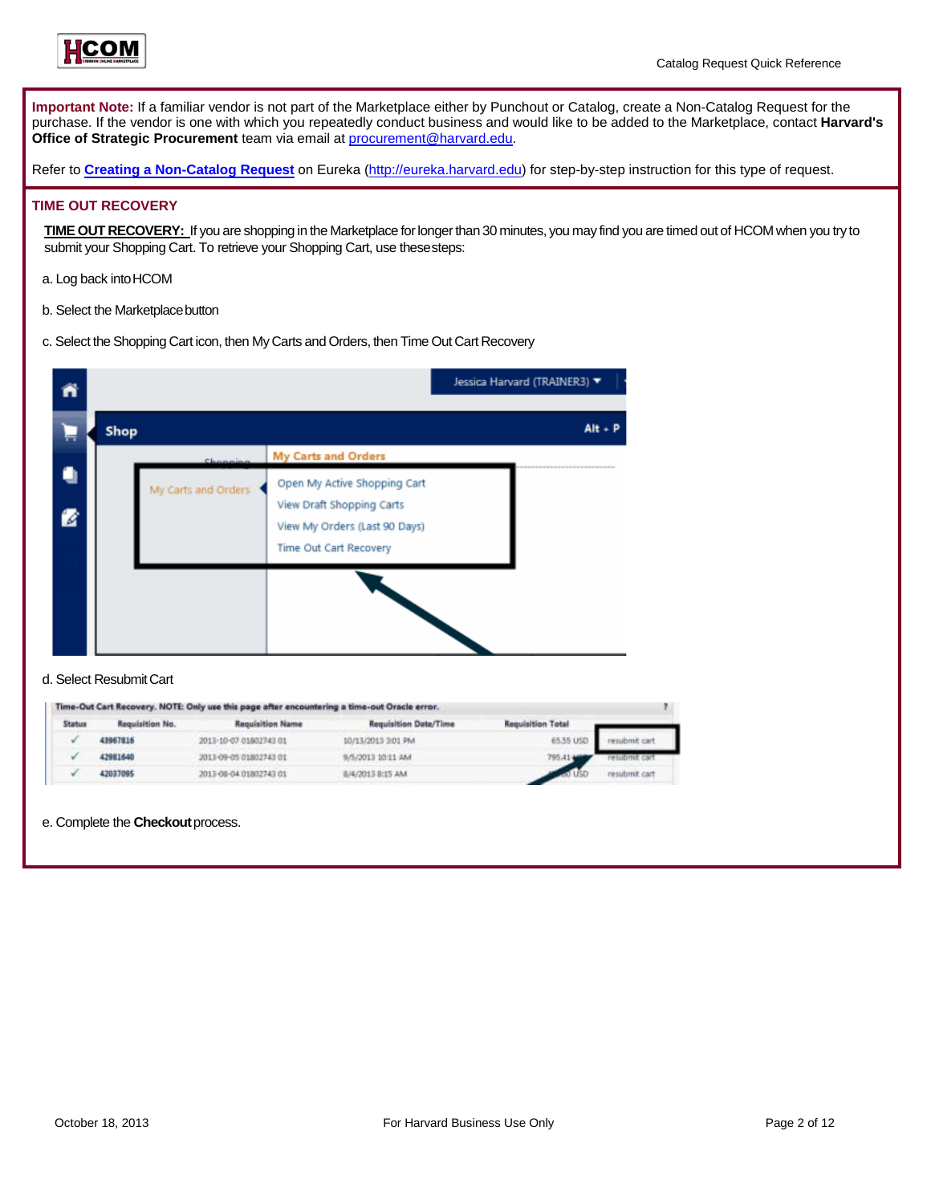**Important Note:** If a familiar vendor is not part of the Marketplace either by Punchout or Catalog, create a Non-Catalog Request for the purchase. If the vendor is one with which you repeatedly conduct business and would like to be added to the Marketplace, contact **Harvard's Office of Strategic Procurement** team via email at procurement@harvard.edu.

Refer to **Creating a Non-Catalog Request** on Eureka (http://eureka.harvard.edu) for step-by-step instruction for this type of request.

## TIME OUT RECOVERY

**TIME OUT RECOVERY:** If you are shopping in the Marketplace for longer than 30 minutes, you may find you are timed out of HCOM when you try to submit your Shopping Cart. To retrieve your Shopping Cart, use these steps:

a. Log back into HCOM

b. Select the Marketplace button

c. Select the Shopping Cart icon, then My Carts and Orders, then Time Out Cart Recovery

d. Select Resubmit Cart

e. Complete the **Checkout** process.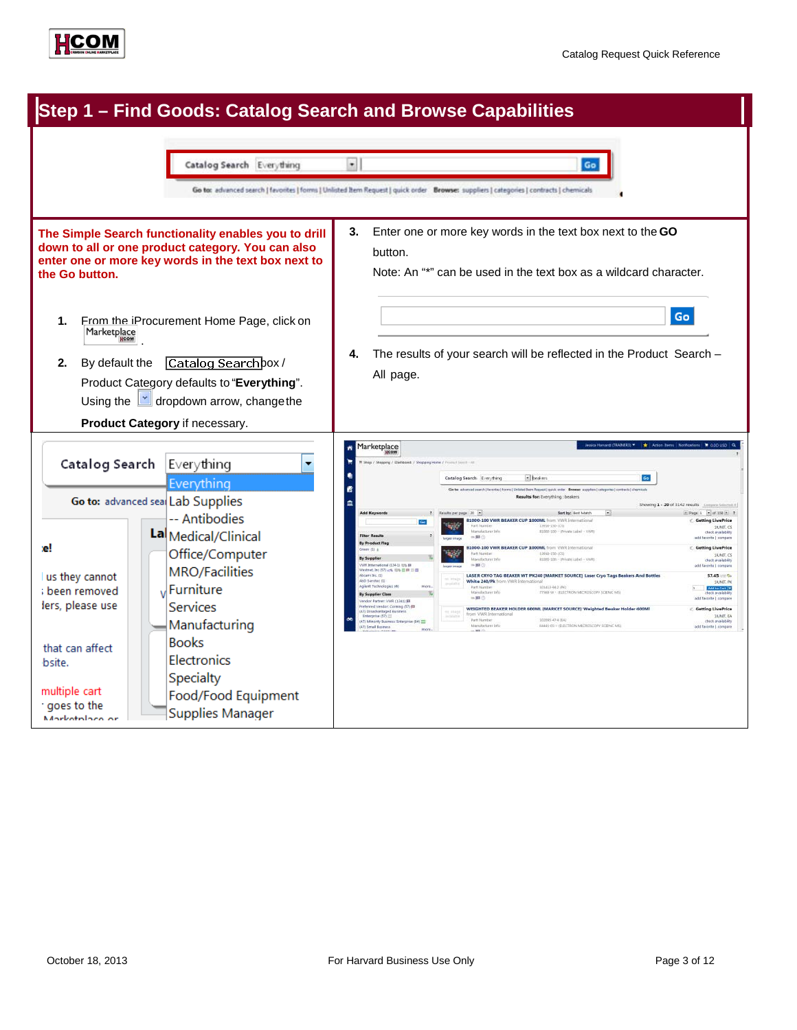## Step 1 – Find Goods: Catalog Search and Browse Capabilities

**The Simple Search functionality enables you to drill down to all or one product category. You can also enter one or more key words in the text box next to the Go button.**

1. From the iProcurement Home Page, click on Marketplace.
2. By default the Catalog Search box / Product Category defaults to "**Everything**". Using the dropdown arrow, change the **Product Category** if necessary.
3. Enter one or more key words in the text box next to the **GO** button.
   Note: An "*" can be used in the text box as a wildcard character.
4. The results of your search will be reflected in the Product Search – All page.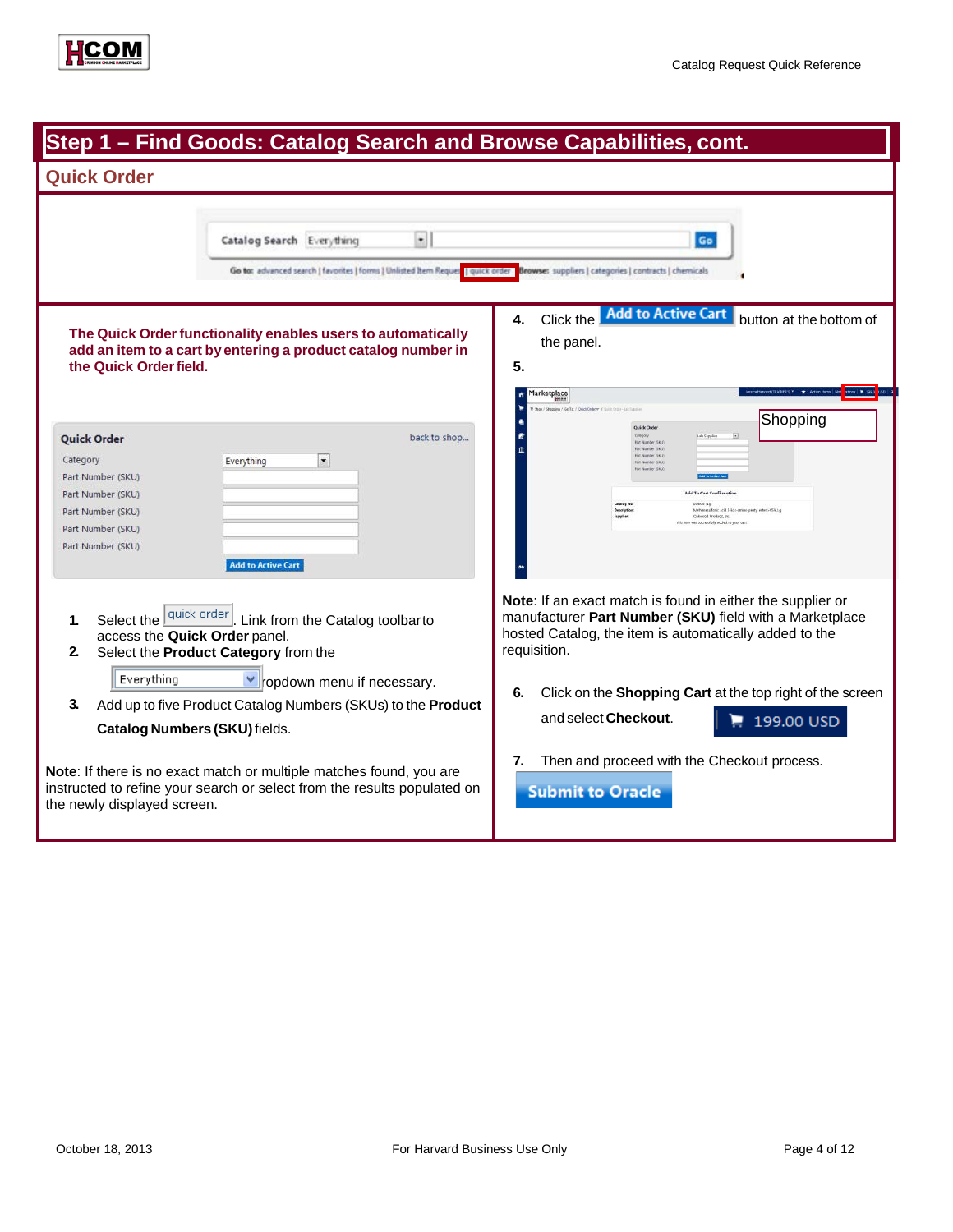# Step 1 – Find Goods: Catalog Search and Browse Capabilities, cont.

## Quick Order

**The Quick Order functionality enables users to automatically add an item to a cart by entering a product catalog number in the Quick Order field.**

1. Select the quick order Link from the Catalog toolbar to access the **Quick Order** panel.
2. Select the **Product Category** from the Everything dropdown menu if necessary.
3. Add up to five Product Catalog Numbers (SKUs) to the **Product Catalog Numbers (SKU)** fields.

**Note**: If there is no exact match or multiple matches found, you are instructed to refine your search or select from the results populated on the newly displayed screen.

4. Click the **Add to Active Cart** button at the bottom of the panel.
5. 

**Note**: If an exact match is found in either the supplier or manufacturer **Part Number (SKU)** field with a Marketplace hosted Catalog, the item is automatically added to the requisition.

6. Click on the **Shopping Cart** at the top right of the screen and select **Checkout**.
7. Then and proceed with the Checkout process.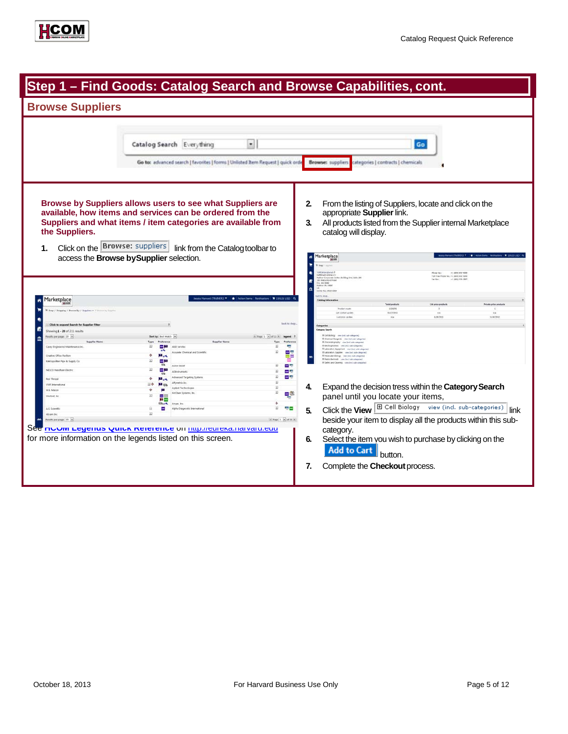# Step 1 – Find Goods: Catalog Search and Browse Capabilities, cont.

## Browse Suppliers

**Browse by Suppliers allows users to see what Suppliers are available, how items and services can be ordered from the Suppliers and what items / item categories are available from the Suppliers.**

1. Click on the Browse: suppliers link from the Catalog toolbar to access the **Browse by Supplier** selection.

See HCOM Legends Quick Reference on http://eureka.harvard.edu for more information on the legends listed on this screen.

2. From the listing of Suppliers, locate and click on the appropriate **Supplier** link.
3. All products listed from the Supplier internal Marketplace catalog will display.
4. Expand the decision tress within the **Category Search** panel until you locate your items,
5. Click the **View** ⊞ Cell Biology view (incl. sub-categories) link beside your item to display all the products within this sub-category.
6. Select the item you wish to purchase by clicking on the **Add to Cart** button.
7. Complete the **Checkout** process.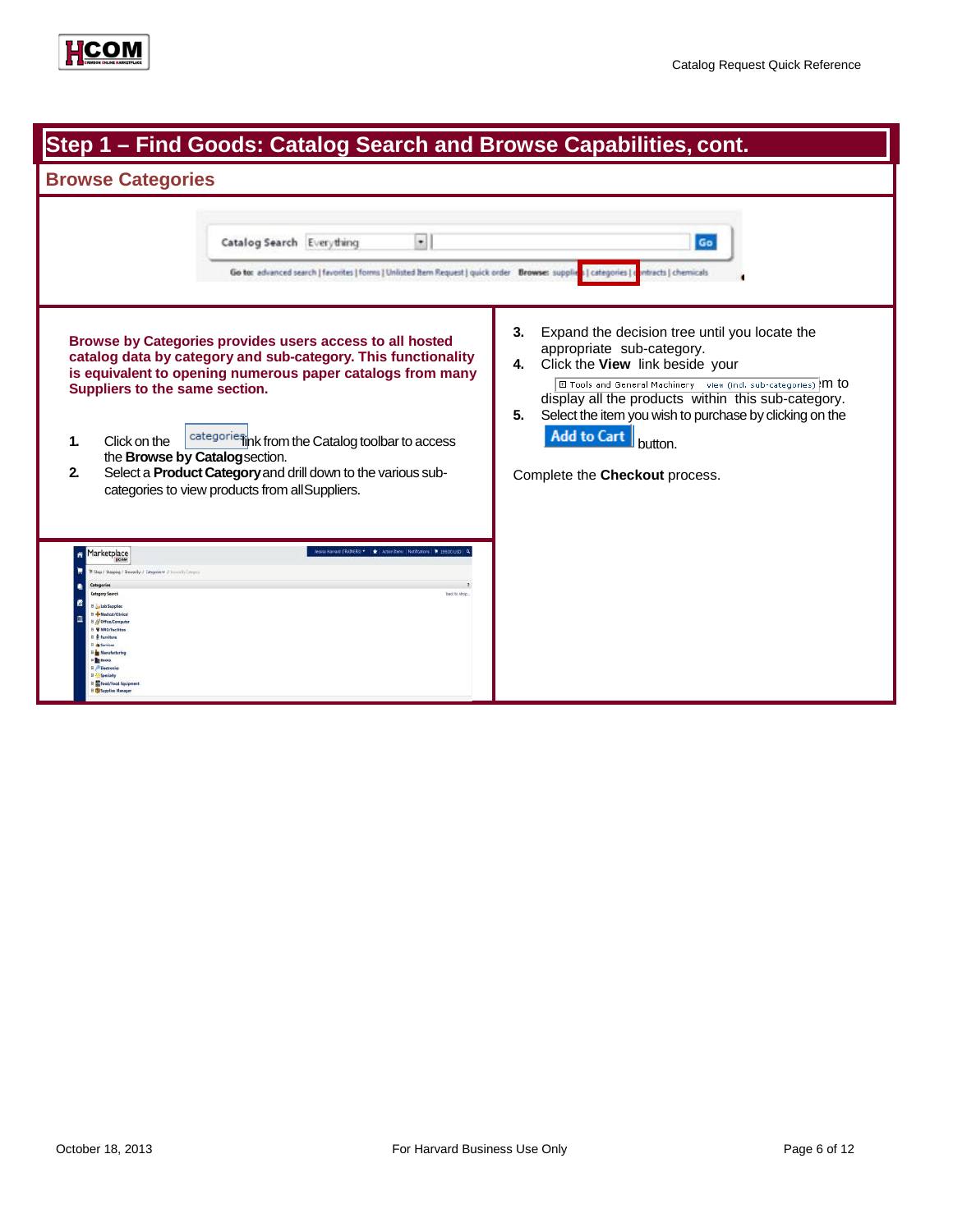## Step 1 – Find Goods: Catalog Search and Browse Capabilities, cont.

### Browse Categories

**Browse by Categories provides users access to all hosted catalog data by category and sub-category. This functionality is equivalent to opening numerous paper catalogs from many Suppliers to the same section.**

1. Click on the categories link from the Catalog toolbar to access the **Browse by Catalog** section.
2. Select a **Product Category** and drill down to the various sub-categories to view products from all Suppliers.
3. Expand the decision tree until you locate the appropriate sub-category.
4. Click the **View** link beside your item to display all the products within this sub-category.
5. Select the item you wish to purchase by clicking on the Add to Cart button.

Complete the **Checkout** process.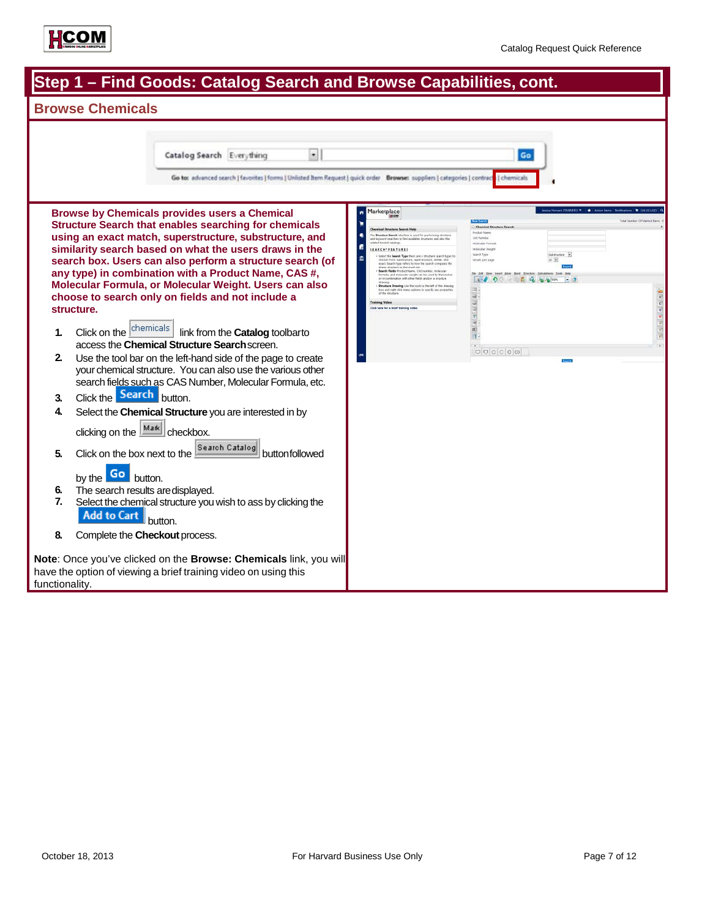# Step 1 – Find Goods: Catalog Search and Browse Capabilities, cont.

## Browse Chemicals

**Browse by Chemicals provides users a Chemical Structure Search that enables searching for chemicals using an exact match, superstructure, substructure, and similarity search based on what the users draws in the search box. Users can also perform a structure search (of any type) in combination with a Product Name, CAS #, Molecular Formula, or Molecular Weight. Users can also choose to search only on fields and not include a structure.**

1. Click on the chemicals link from the **Catalog** toolbar to access the **Chemical Structure Search** screen.
2. Use the tool bar on the left-hand side of the page to create your chemical structure. You can also use the various other search fields such as CAS Number, Molecular Formula, etc.
3. Click the Search button.
4. Select the **Chemical Structure** you are interested in by clicking on the Mark checkbox.
5. Click on the box next to the Search Catalog button followed by the Go button.
6. The search results are displayed.
7. Select the chemical structure you wish to ass by clicking the Add to Cart button.
8. Complete the **Checkout** process.

**Note**: Once you've clicked on the **Browse: Chemicals** link, you will have the option of viewing a brief training video on using this functionality.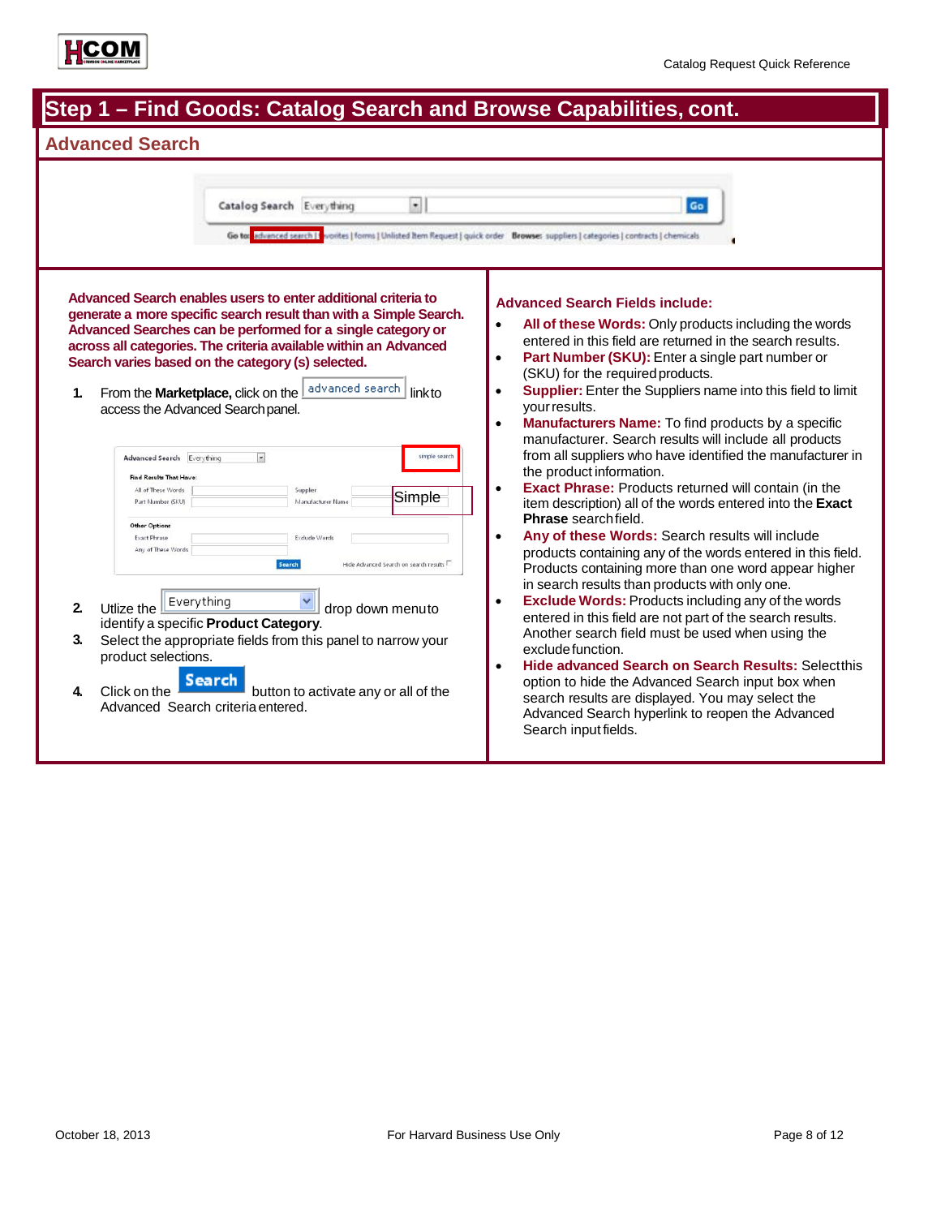# Step 1 – Find Goods: Catalog Search and Browse Capabilities, cont.

## Advanced Search

**Advanced Search enables users to enter additional criteria to generate a more specific search result than with a Simple Search. Advanced Searches can be performed for a single category or across all categories. The criteria available within an Advanced Search varies based on the category (s) selected.**

1. From the **Marketplace,** click on the advanced search link to access the Advanced Search panel.

2. Utlize the Everything drop down menu to identify a specific **Product Category**.
3. Select the appropriate fields from this panel to narrow your product selections.
4. Click on the Search button to activate any or all of the Advanced Search criteria entered.

**Advanced Search Fields include:**

- **All of these Words:** Only products including the words entered in this field are returned in the search results.
- **Part Number (SKU):** Enter a single part number or (SKU) for the required products.
- **Supplier:** Enter the Suppliers name into this field to limit your results.
- **Manufacturers Name:** To find products by a specific manufacturer. Search results will include all products from all suppliers who have identified the manufacturer in the product information.
- **Exact Phrase:** Products returned will contain (in the item description) all of the words entered into the **Exact Phrase** search field.
- **Any of these Words:** Search results will include products containing any of the words entered in this field. Products containing more than one word appear higher in search results than products with only one.
- **Exclude Words:** Products including any of the words entered in this field are not part of the search results. Another search field must be used when using the exclude function.
- **Hide advanced Search on Search Results:** Select this option to hide the Advanced Search input box when search results are displayed. You may select the Advanced Search hyperlink to reopen the Advanced Search input fields.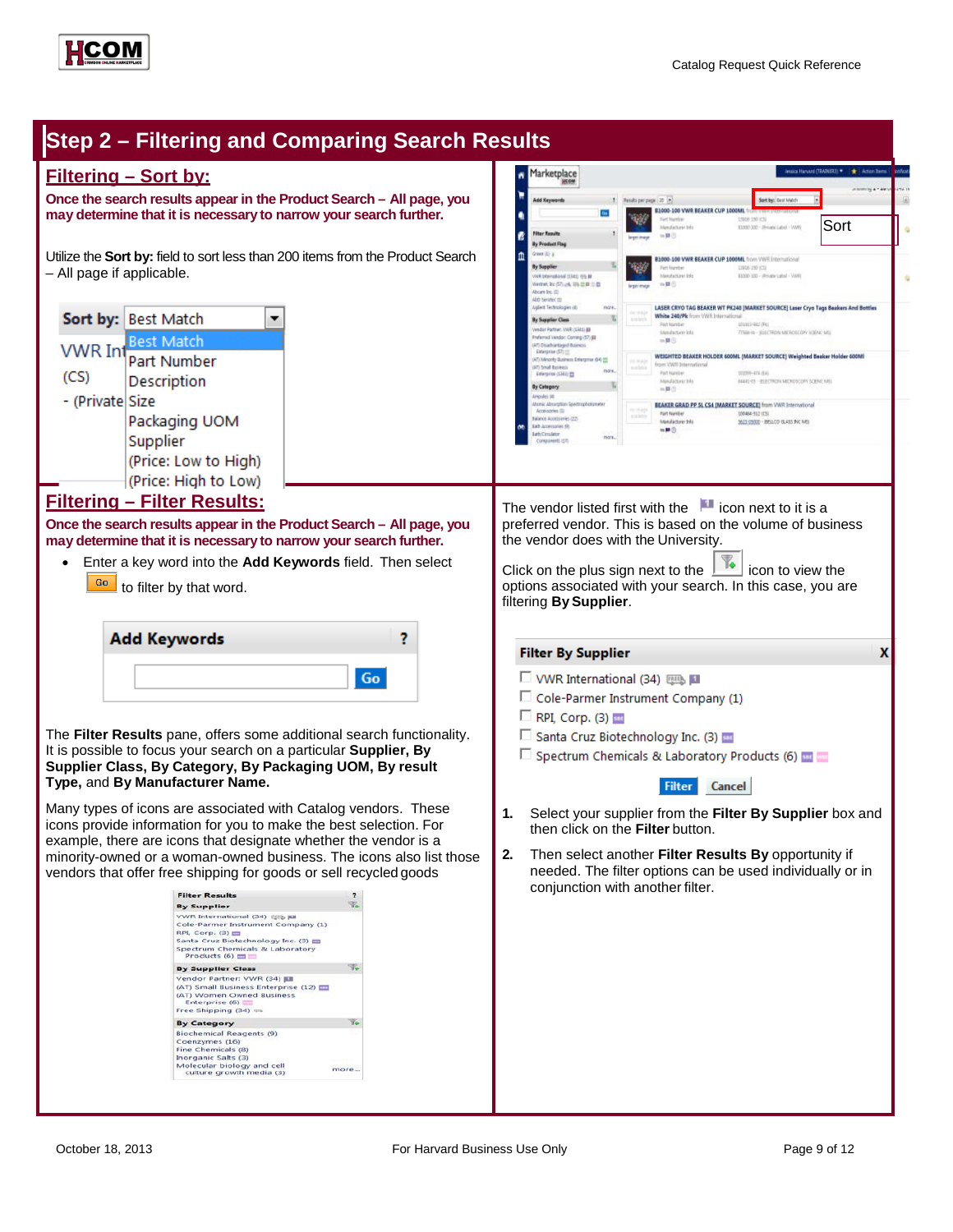# Step 2 – Filtering and Comparing Search Results

## Filtering – Sort by:

**Once the search results appear in the Product Search – All page, you may determine that it is necessary to narrow your search further.**

Utilize the **Sort by:** field to sort less than 200 items from the Product Search – All page if applicable.

**Sort by:** Best Match
- Best Match
- Part Number
- Description
- Size
- Packaging UOM
- Supplier
- (Price: Low to High)
- (Price: High to Low)

Sort

## Filtering – Filter Results:

**Once the search results appear in the Product Search – All page, you may determine that it is necessary to narrow your search further.**

- Enter a key word into the **Add Keywords** field. Then select Go to filter by that word.

**Add Keywords** ?

Go

The **Filter Results** pane, offers some additional search functionality. It is possible to focus your search on a particular **Supplier, By Supplier Class, By Category, By Packaging UOM, By result Type,** and **By Manufacturer Name.**

Many types of icons are associated with Catalog vendors. These icons provide information for you to make the best selection. For example, there are icons that designate whether the vendor is a minority-owned or a woman-owned business. The icons also list those vendors that offer free shipping for goods or sell recycled goods

**Filter Results**

**By Supplier**
- VWR International (34)
- Cole-Parmer Instrument Company (1)
- RPI, Corp. (3)
- Santa Cruz Biotechnology Inc. (3)
- Spectrum Chemicals & Laboratory Products (6)

**By Supplier Class**
- Vendor Partner: VWR (34)
- (AT) Small Business Enterprise (12)
- (AT) Women Owned Business Enterprise (6)
- Free Shipping (34)

**By Category**
- Biochemical Reagents (9)
- Coenzymes (16)
- Fine Chemicals (8)
- Inorganic Salts (3)
- Molecular biology and cell culture growth media (3)

more...

The vendor listed first with the icon next to it is a preferred vendor. This is based on the volume of business the vendor does with the University.

Click on the plus sign next to the icon to view the options associated with your search. In this case, you are filtering **By Supplier**.

**Filter By Supplier** X
- VWR International (34)
- Cole-Parmer Instrument Company (1)
- RPI, Corp. (3)
- Santa Cruz Biotechnology Inc. (3)
- Spectrum Chemicals & Laboratory Products (6)

Filter Cancel

1. Select your supplier from the **Filter By Supplier** box and then click on the **Filter** button.
2. Then select another **Filter Results By** opportunity if needed. The filter options can be used individually or in conjunction with another filter.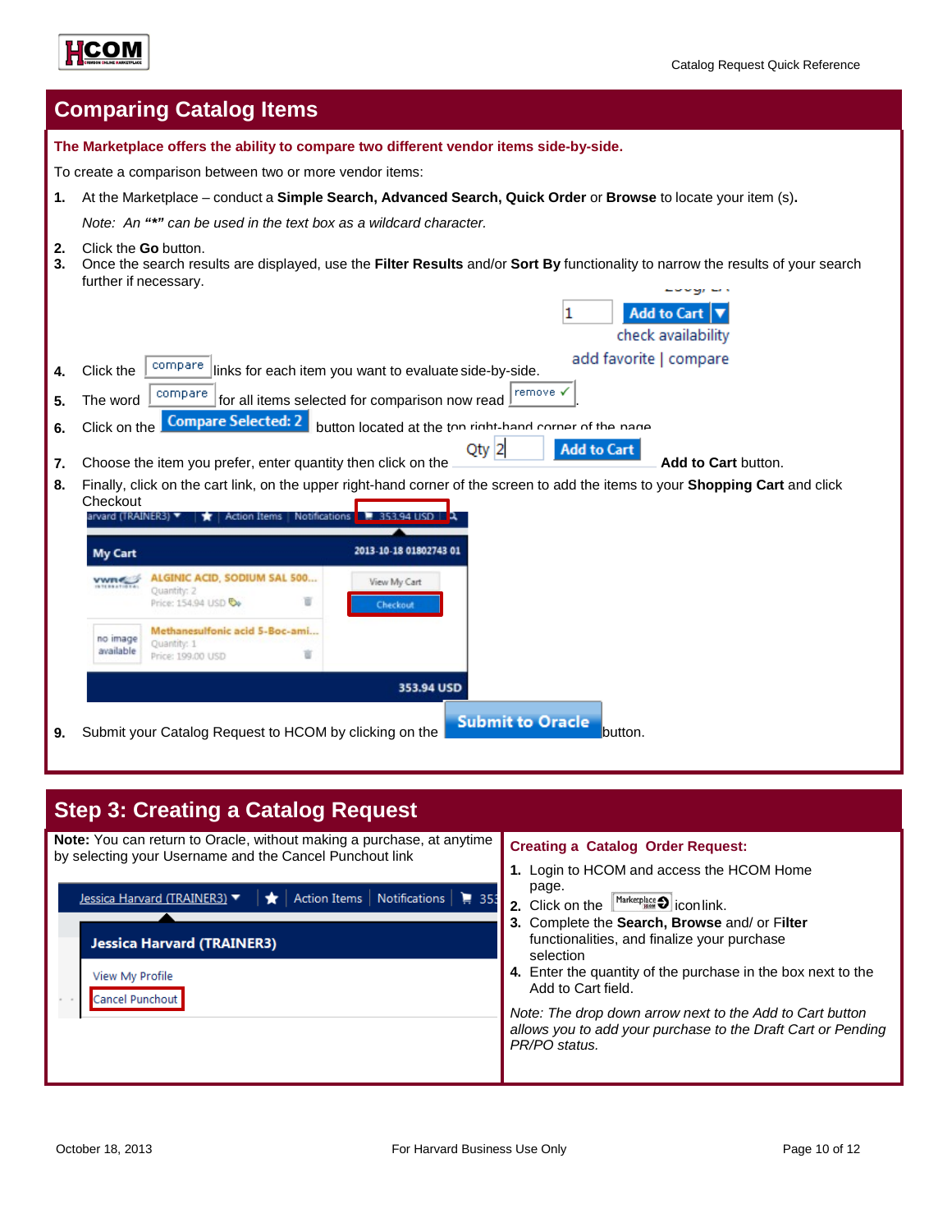## Comparing Catalog Items

**The Marketplace offers the ability to compare two different vendor items side-by-side.**

To create a comparison between two or more vendor items:

1. At the Marketplace – conduct a **Simple Search, Advanced Search, Quick Order** or **Browse** to locate your item (s).

   *Note: An "*" can be used in the text box as a wildcard character.*

2. Click the **Go** button.
3. Once the search results are displayed, use the **Filter Results** and/or **Sort By** functionality to narrow the results of your search further if necessary.
4. Click the compare links for each item you want to evaluate side-by-side.
5. The word compare for all items selected for comparison now read remove ✓.
6. Click on the Compare Selected: 2 button located at the top right-hand corner of the page.
7. Choose the item you prefer, enter quantity then click on the **Add to Cart** button.
8. Finally, click on the cart link, on the upper right-hand corner of the screen to add the items to your **Shopping Cart** and click Checkout
9. Submit your Catalog Request to HCOM by clicking on the Submit to Oracle button.

## Step 3: Creating a Catalog Request

**Note:** You can return to Oracle, without making a purchase, at anytime by selecting your Username and the Cancel Punchout link

**Creating a Catalog Order Request:**

1. Login to HCOM and access the HCOM Home page.
2. Click on the Marketplace icon link.
3. Complete the **Search, Browse** and/ or **Filter** functionalities, and finalize your purchase selection
4. Enter the quantity of the purchase in the box next to the Add to Cart field.

*Note: The drop down arrow next to the Add to Cart button allows you to add your purchase to the Draft Cart or Pending PR/PO status.*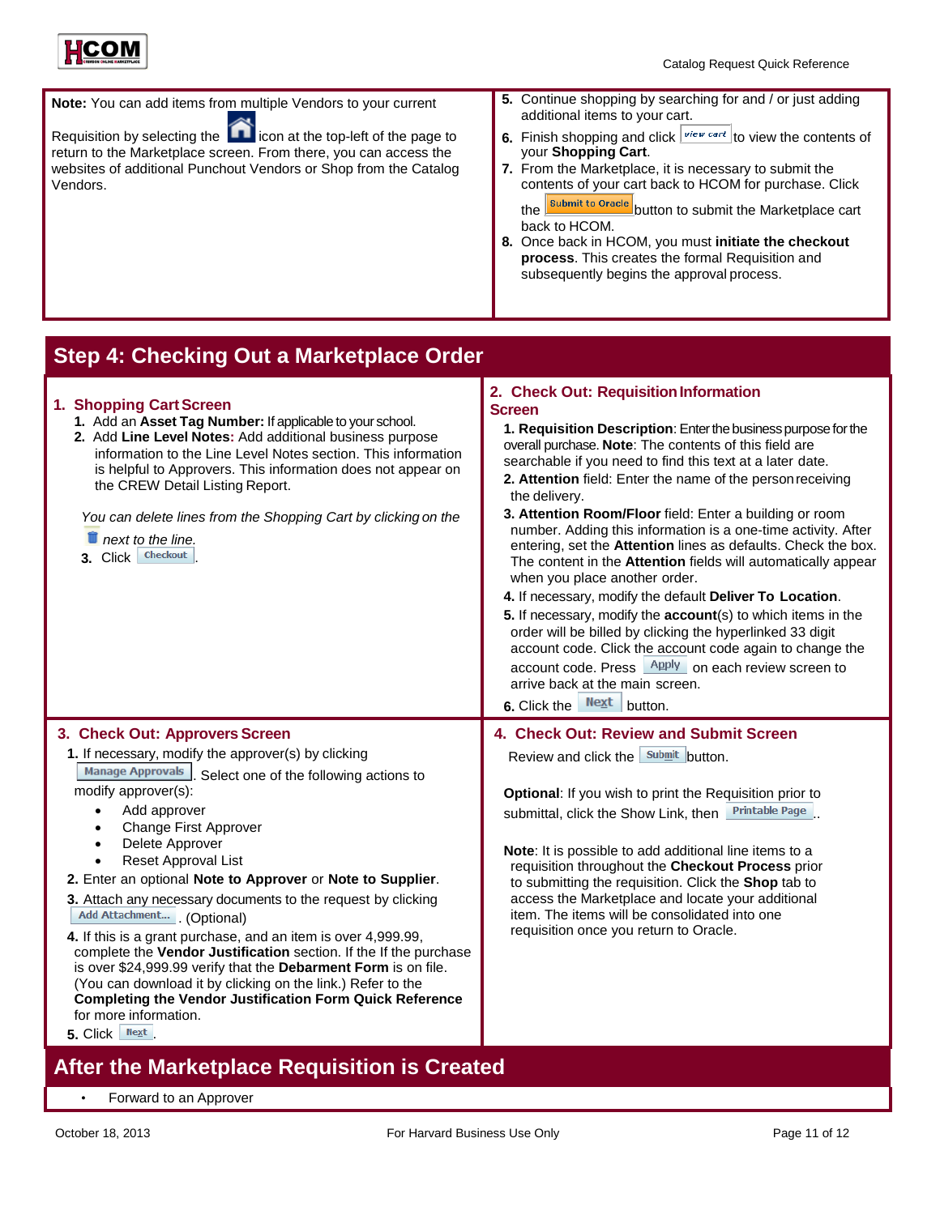**Note:** You can add items from multiple Vendors to your current Requisition by selecting the icon at the top-left of the page to return to the Marketplace screen. From there, you can access the websites of additional Punchout Vendors or Shop from the Catalog Vendors.

5. Continue shopping by searching for and / or just adding additional items to your cart.
6. Finish shopping and click **View cart** to view the contents of your **Shopping Cart**.
7. From the Marketplace, it is necessary to submit the contents of your cart back to HCOM for purchase. Click the **Submit to Oracle** button to submit the Marketplace cart back to HCOM.
8. Once back in HCOM, you must **initiate the checkout process**. This creates the formal Requisition and subsequently begins the approval process.

## Step 4: Checking Out a Marketplace Order

### 1. Shopping Cart Screen

1. Add an **Asset Tag Number:** If applicable to your school.
2. Add **Line Level Notes:** Add additional business purpose information to the Line Level Notes section. This information is helpful to Approvers. This information does not appear on the CREW Detail Listing Report.

*You can delete lines from the Shopping Cart by clicking on the next to the line.*

3. Click **Checkout**.

### 2. Check Out: Requisition Information Screen

1. **Requisition Description**: Enter the business purpose for the overall purchase. **Note**: The contents of this field are searchable if you need to find this text at a later date.
2. **Attention** field: Enter the name of the person receiving the delivery.
3. **Attention Room/Floor** field: Enter a building or room number. Adding this information is a one-time activity. After entering, set the **Attention** lines as defaults. Check the box. The content in the **Attention** fields will automatically appear when you place another order.
4. If necessary, modify the default **Deliver To Location**.
5. If necessary, modify the **account**(s) to which items in the order will be billed by clicking the hyperlinked 33 digit account code. Click the account code again to change the account code. Press **Apply** on each review screen to arrive back at the main screen.
6. Click the **Next** button.

### 3. Check Out: Approvers Screen

1. If necessary, modify the approver(s) by clicking **Manage Approvals**. Select one of the following actions to modify approver(s):
   - Add approver
   - Change First Approver
   - Delete Approver
   - Reset Approval List
2. Enter an optional **Note to Approver** or **Note to Supplier**.
3. Attach any necessary documents to the request by clicking **Add Attachment...**. (Optional)
4. If this is a grant purchase, and an item is over 4,999.99, complete the **Vendor Justification** section. If the If the purchase is over $24,999.99 verify that the **Debarment Form** is on file. (You can download it by clicking on the link.) Refer to the **Completing the Vendor Justification Form Quick Reference** for more information.
5. Click **Next**.

### 4. Check Out: Review and Submit Screen

Review and click the **Submit** button.

**Optional**: If you wish to print the Requisition prior to submittal, click the Show Link, then **Printable Page**..

**Note**: It is possible to add additional line items to a requisition throughout the **Checkout Process** prior to submitting the requisition. Click the **Shop** tab to access the Marketplace and locate your additional item. The items will be consolidated into one requisition once you return to Oracle.

## After the Marketplace Requisition is Created

- Forward to an Approver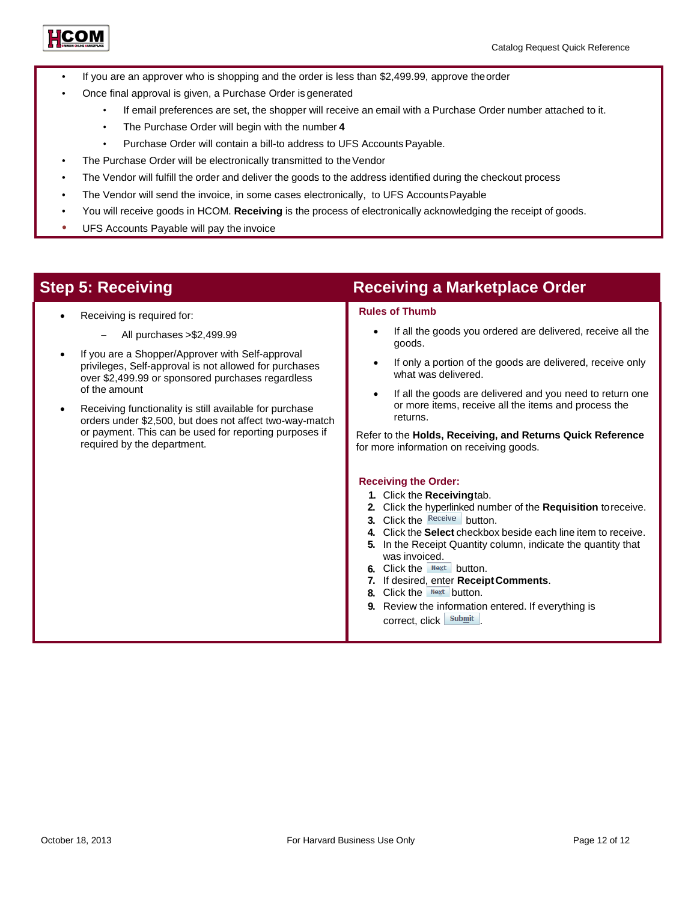- If you are an approver who is shopping and the order is less than $2,499.99, approve the order
- Once final approval is given, a Purchase Order is generated
  - If email preferences are set, the shopper will receive an email with a Purchase Order number attached to it.
  - The Purchase Order will begin with the number **4**
  - Purchase Order will contain a bill-to address to UFS Accounts Payable.
- The Purchase Order will be electronically transmitted to the Vendor
- The Vendor will fulfill the order and deliver the goods to the address identified during the checkout process
- The Vendor will send the invoice, in some cases electronically, to UFS Accounts Payable
- You will receive goods in HCOM. **Receiving** is the process of electronically acknowledging the receipt of goods.
- UFS Accounts Payable will pay the invoice

## Step 5: Receiving

- Receiving is required for:
  - All purchases >$2,499.99
- If you are a Shopper/Approver with Self-approval privileges, Self-approval is not allowed for purchases over $2,499.99 or sponsored purchases regardless of the amount
- Receiving functionality is still available for purchase orders under $2,500, but does not affect two-way-match or payment. This can be used for reporting purposes if required by the department.

## Receiving a Marketplace Order

### Rules of Thumb

- If all the goods you ordered are delivered, receive all the goods.
- If only a portion of the goods are delivered, receive only what was delivered.
- If all the goods are delivered and you need to return one or more items, receive all the items and process the returns.

Refer to the **Holds, Receiving, and Returns Quick Reference** for more information on receiving goods.

### Receiving the Order:

1. Click the **Receiving** tab.
2. Click the hyperlinked number of the **Requisition** to receive.
3. Click the Receive button.
4. Click the **Select** checkbox beside each line item to receive.
5. In the Receipt Quantity column, indicate the quantity that was invoiced.
6. Click the Next button.
7. If desired, enter **Receipt Comments**.
8. Click the Next button.
9. Review the information entered. If everything is correct, click Submit.